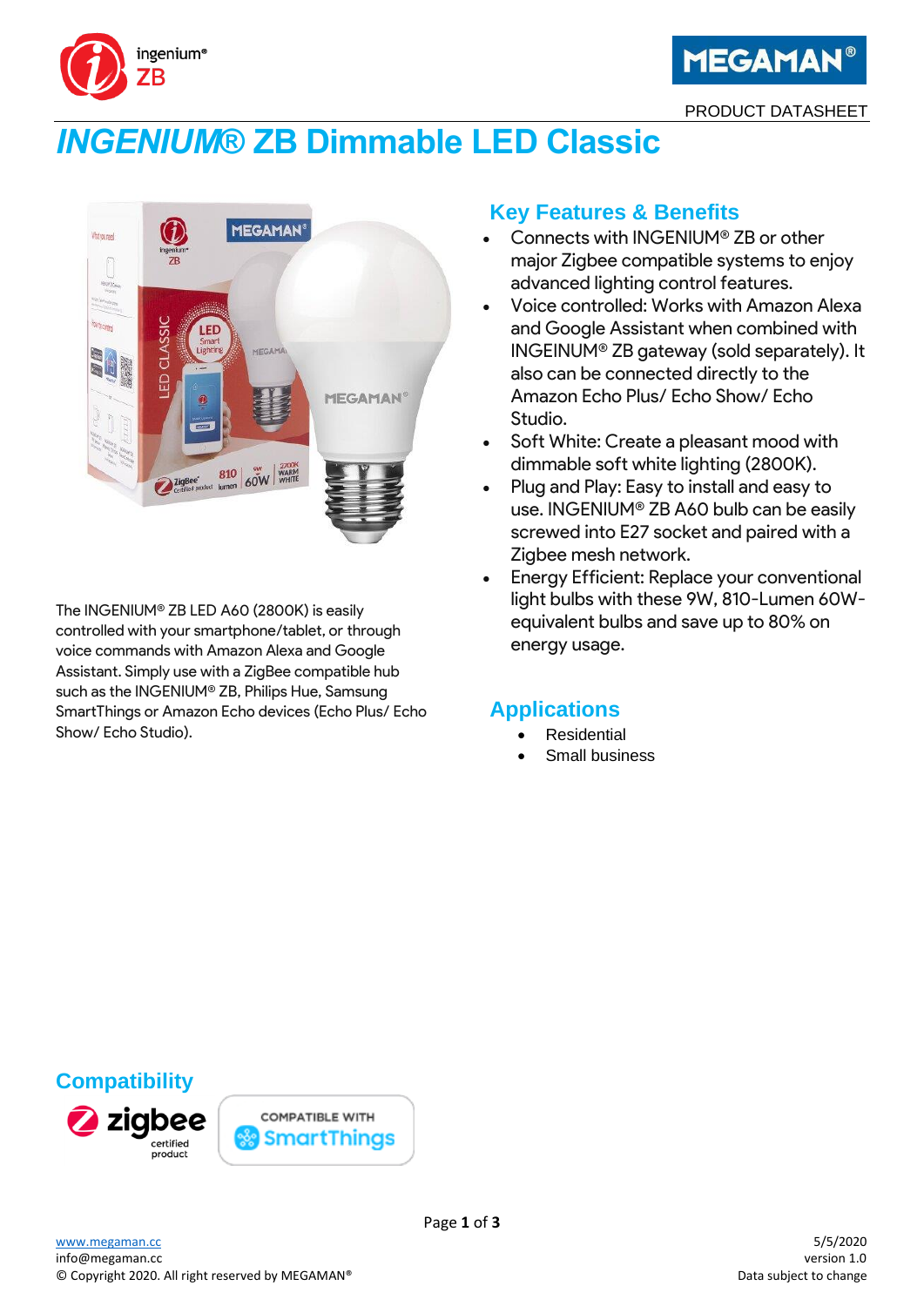PRODUCT DATASHEET

# *INGENIUM®* ZB Dimmable LED Classic

The INGENIUM® ZB LED A60 (2800K) is easily controlled with your smartphone/tablet, or through voice commands with Amazon Alexa and Google Assistant. Simply use with a ZigBee compatible hub such as the INGENIUM® ZB, Philips Hue, Samsung SmartThings or Amazon Echo devices (Echo Plus/ Echo Show/ Echo Studio).

## Key Features & Benefits

- Connects with INGENIUM® ZB or other major Zigbee compatible systems to enjoy advanced lighting control features.
- Voice controlled: Works with Amazon Alexa and Google Assistant when combined with INGEINUM® ZB gateway (sold separately). It also can be connected directly to the Amazon Echo Plus/ Echo Show/ Echo Studio.
- Soft White: Create a pleasant mood with dimmable soft white lighting (2800K).
- Plug and Play: Easy to install and easy to use. INGENIUM® ZB A60 bulb can be easily screwed into E27 socket and paired with a Zigbee mesh network.
- Energy Efficient: Replace your conventional light bulbs with these 9W, 810-Lumen 60W-equivalent bulbs and save up to 80% on energy usage.

## Applications

- Residential
- Small business

## Compatibility

zigbee certified product

COMPATIBLE WITH SmartThings

www.megaman.cc
info@megaman.cc
© Copyright 2020. All right reserved by MEGAMAN®

5/5/2020
version 1.0
Data subject to change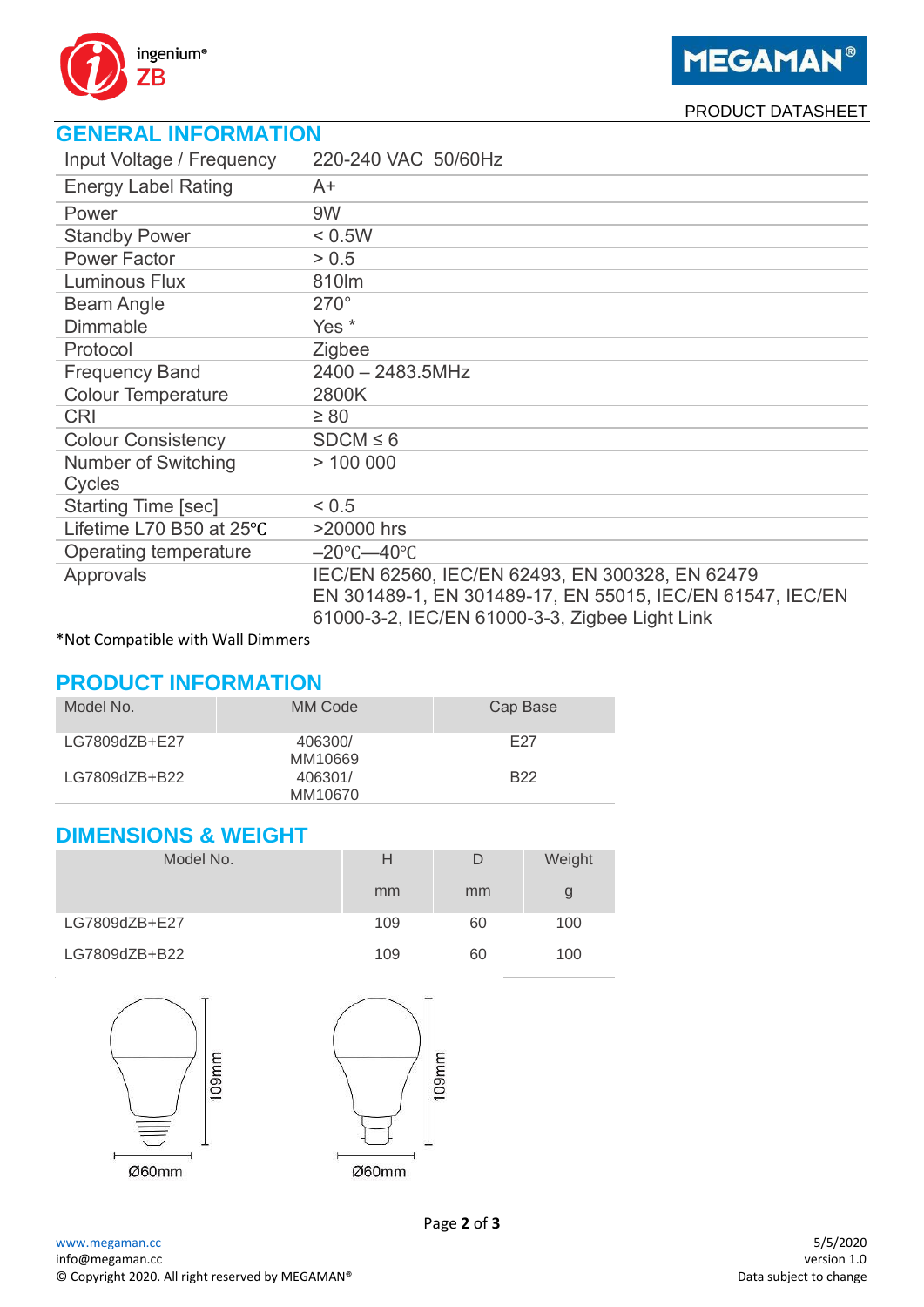PRODUCT DATASHEET

## GENERAL INFORMATION

| | |
|---|---|
| Input Voltage / Frequency | 220-240 VAC 50/60Hz |
| Energy Label Rating | A+ |
| Power | 9W |
| Standby Power | < 0.5W |
| Power Factor | > 0.5 |
| Luminous Flux | 810lm |
| Beam Angle | 270° |
| Dimmable | Yes * |
| Protocol | Zigbee |
| Frequency Band | 2400 – 2483.5MHz |
| Colour Temperature | 2800K |
| CRI | ≥ 80 |
| Colour Consistency | SDCM ≤ 6 |
| Number of Switching Cycles | > 100 000 |
| Starting Time [sec] | < 0.5 |
| Lifetime L70 B50 at 25℃ | >20000 hrs |
| Operating temperature | –20℃—40℃ |
| Approvals | IEC/EN 62560, IEC/EN 62493, EN 300328, EN 62479 EN 301489-1, EN 301489-17, EN 55015, IEC/EN 61547, IEC/EN 61000-3-2, IEC/EN 61000-3-3, Zigbee Light Link |

*Not Compatible with Wall Dimmers

## PRODUCT INFORMATION

| Model No. | MM Code | Cap Base |
|---|---|---|
| LG7809dZB+E27 | 406300/ MM10669 | E27 |
| LG7809dZB+B22 | 406301/ MM10670 | B22 |

## DIMENSIONS & WEIGHT

| Model No. | H | D | Weight |
|---|---|---|---|
| | mm | mm | g |
| LG7809dZB+E27 | 109 | 60 | 100 |
| LG7809dZB+B22 | 109 | 60 | 100 |

109mm

Ø60mm

109mm

Ø60mm

www.megaman.cc
info@megaman.cc
© Copyright 2020. All right reserved by MEGAMAN®

5/5/2020
version 1.0
Data subject to change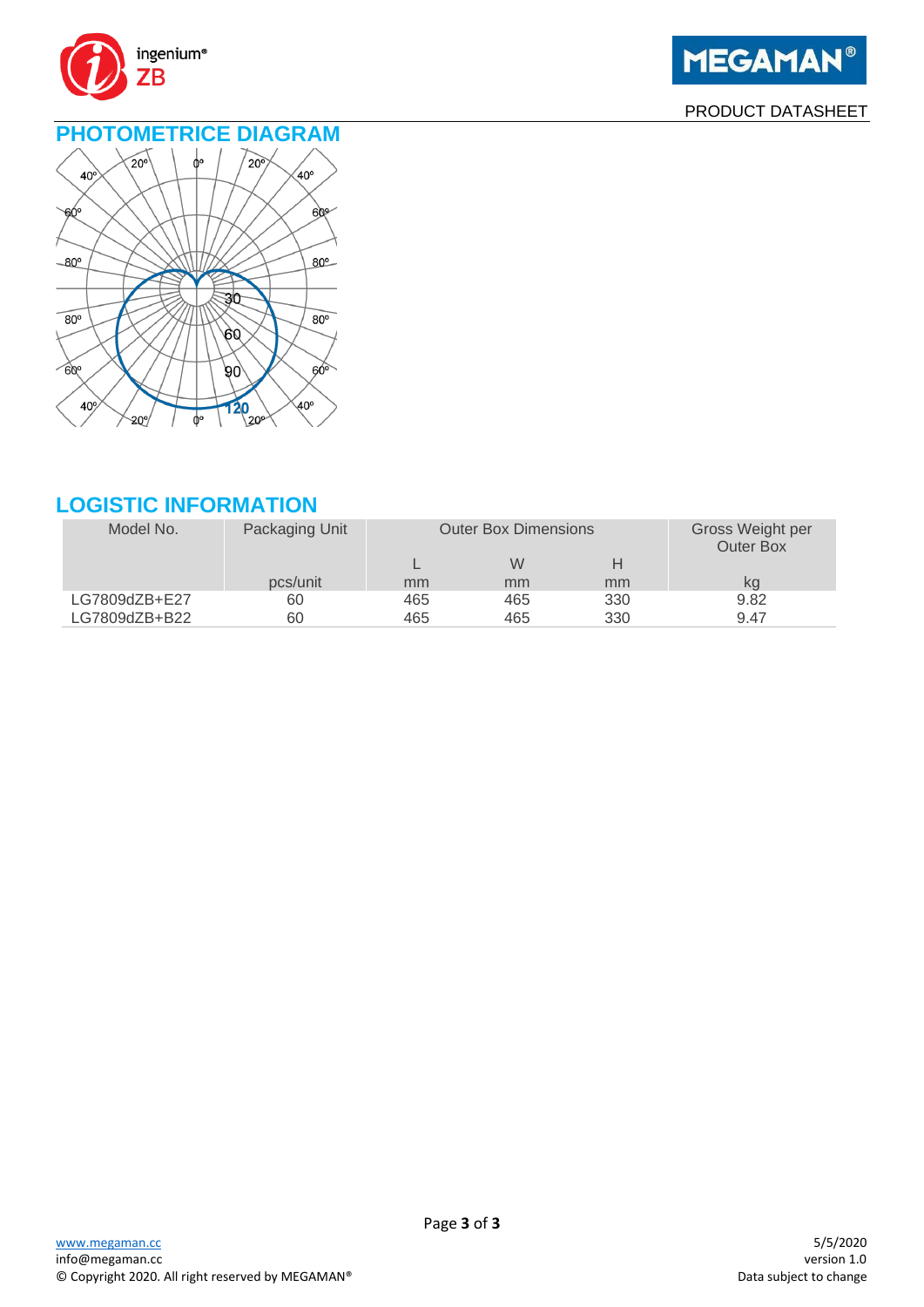## PHOTOMETRICE DIAGRAM

20° 0° 20°
40° 40°
60° 60°
80° 80°
30
80° 80°
60
60° 60°
90
40° 40°
120
20° 0° 20°

## LOGISTIC INFORMATION

| Model No. | Packaging Unit | Outer Box Dimensions | | | Gross Weight per Outer Box |
|---|---|---|---|---|---|
| | | L | W | H | |
| | pcs/unit | mm | mm | mm | kg |
| LG7809dZB+E27 | 60 | 465 | 465 | 330 | 9.82 |
| LG7809dZB+B22 | 60 | 465 | 465 | 330 | 9.47 |

www.megaman.cc
info@megaman.cc
© Copyright 2020. All right reserved by MEGAMAN®

5/5/2020
version 1.0
Data subject to change